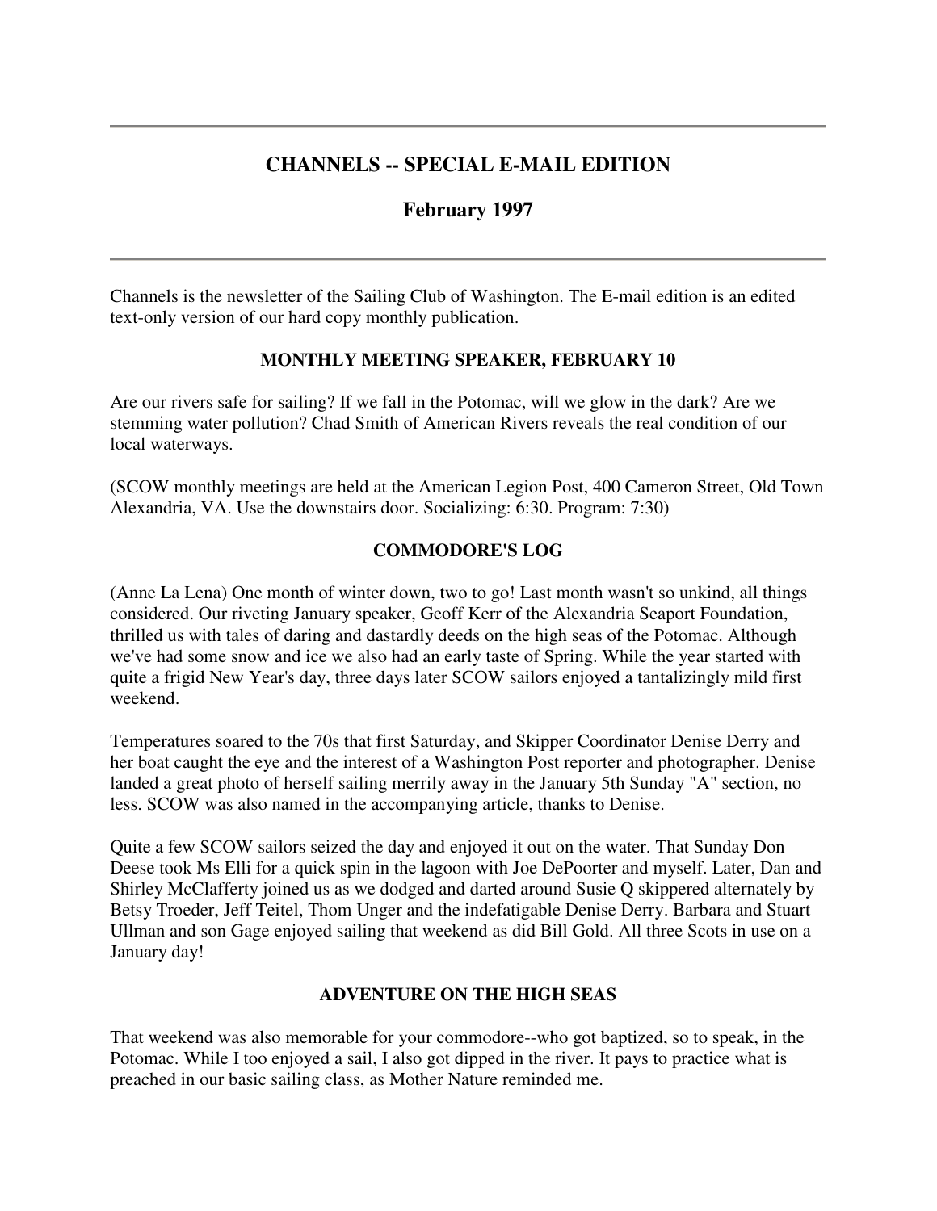# CHANNELS -- SPECIAL E-MAIL EDITION

## February 1997

---

Channels is the newsletter of the Sailing Club of Washington. The E-mail edition is an edited text-only version of our hard copy monthly publication.

### MONTHLY MEETING SPEAKER, FEBRUARY 10

Are our rivers safe for sailing? If we fall in the Potomac, will we glow in the dark? Are we stemming water pollution? Chad Smith of American Rivers reveals the real condition of our local waterways.

(SCOW monthly meetings are held at the American Legion Post, 400 Cameron Street, Old Town Alexandria, VA. Use the downstairs door. Socializing: 6:30. Program: 7:30)

### COMMODORE'S LOG

(Anne La Lena) One month of winter down, two to go! Last month wasn't so unkind, all things considered. Our riveting January speaker, Geoff Kerr of the Alexandria Seaport Foundation, thrilled us with tales of daring and dastardly deeds on the high seas of the Potomac. Although we've had some snow and ice we also had an early taste of Spring. While the year started with quite a frigid New Year's day, three days later SCOW sailors enjoyed a tantalizingly mild first weekend.

Temperatures soared to the 70s that first Saturday, and Skipper Coordinator Denise Derry and her boat caught the eye and the interest of a Washington Post reporter and photographer. Denise landed a great photo of herself sailing merrily away in the January 5th Sunday "A" section, no less. SCOW was also named in the accompanying article, thanks to Denise.

Quite a few SCOW sailors seized the day and enjoyed it out on the water. That Sunday Don Deese took Ms Elli for a quick spin in the lagoon with Joe DePoorter and myself. Later, Dan and Shirley McClafferty joined us as we dodged and darted around Susie Q skippered alternately by Betsy Troeder, Jeff Teitel, Thom Unger and the indefatigable Denise Derry. Barbara and Stuart Ullman and son Gage enjoyed sailing that weekend as did Bill Gold. All three Scots in use on a January day!

### ADVENTURE ON THE HIGH SEAS

That weekend was also memorable for your commodore--who got baptized, so to speak, in the Potomac. While I too enjoyed a sail, I also got dipped in the river. It pays to practice what is preached in our basic sailing class, as Mother Nature reminded me.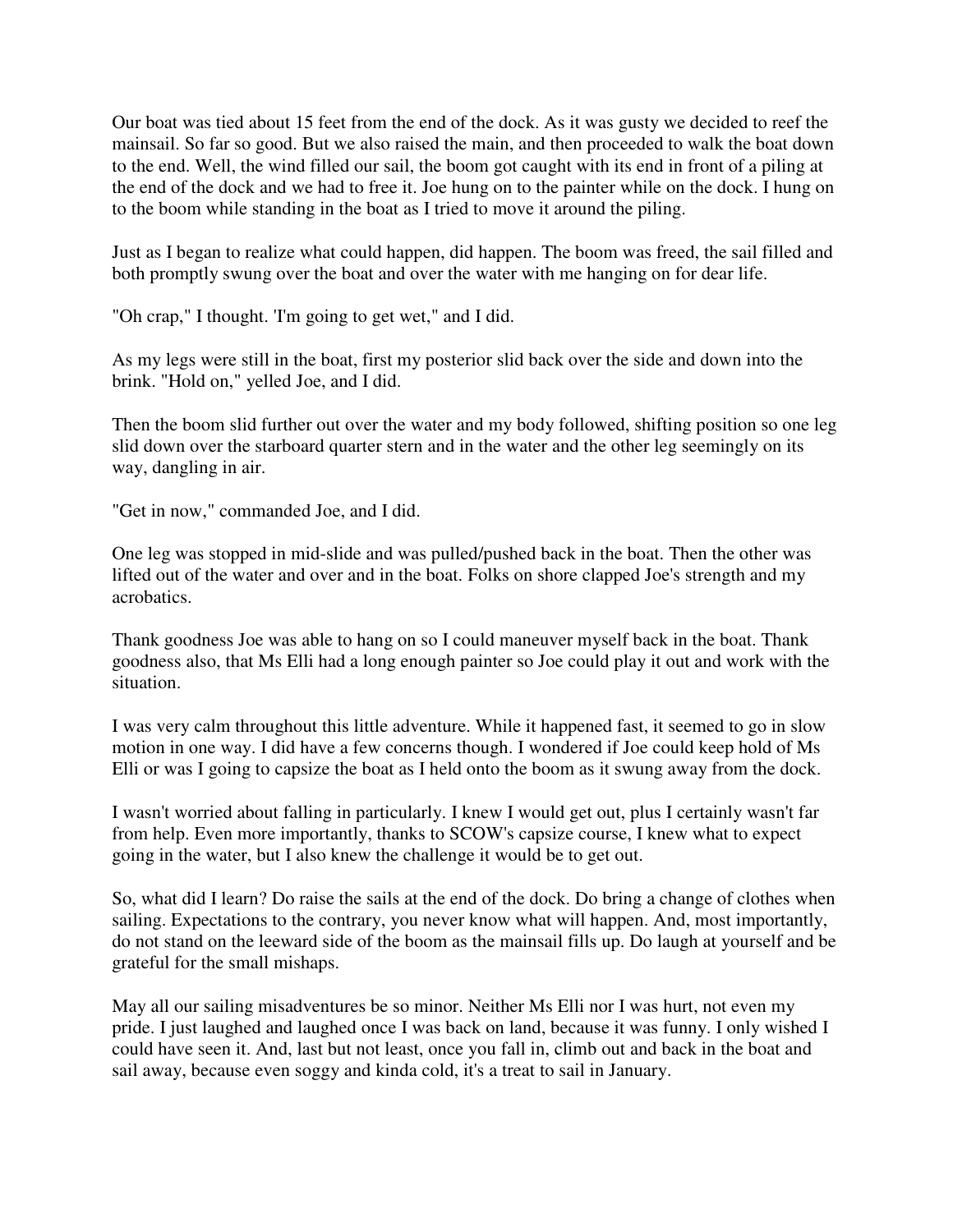Our boat was tied about 15 feet from the end of the dock. As it was gusty we decided to reef the mainsail. So far so good. But we also raised the main, and then proceeded to walk the boat down to the end. Well, the wind filled our sail, the boom got caught with its end in front of a piling at the end of the dock and we had to free it. Joe hung on to the painter while on the dock. I hung on to the boom while standing in the boat as I tried to move it around the piling.

Just as I began to realize what could happen, did happen. The boom was freed, the sail filled and both promptly swung over the boat and over the water with me hanging on for dear life.

"Oh crap," I thought. 'I'm going to get wet," and I did.

As my legs were still in the boat, first my posterior slid back over the side and down into the brink. "Hold on," yelled Joe, and I did.

Then the boom slid further out over the water and my body followed, shifting position so one leg slid down over the starboard quarter stern and in the water and the other leg seemingly on its way, dangling in air.

"Get in now," commanded Joe, and I did.

One leg was stopped in mid-slide and was pulled/pushed back in the boat. Then the other was lifted out of the water and over and in the boat. Folks on shore clapped Joe's strength and my acrobatics.

Thank goodness Joe was able to hang on so I could maneuver myself back in the boat. Thank goodness also, that Ms Elli had a long enough painter so Joe could play it out and work with the situation.

I was very calm throughout this little adventure. While it happened fast, it seemed to go in slow motion in one way. I did have a few concerns though. I wondered if Joe could keep hold of Ms Elli or was I going to capsize the boat as I held onto the boom as it swung away from the dock.

I wasn't worried about falling in particularly. I knew I would get out, plus I certainly wasn't far from help. Even more importantly, thanks to SCOW's capsize course, I knew what to expect going in the water, but I also knew the challenge it would be to get out.

So, what did I learn? Do raise the sails at the end of the dock. Do bring a change of clothes when sailing. Expectations to the contrary, you never know what will happen. And, most importantly, do not stand on the leeward side of the boom as the mainsail fills up. Do laugh at yourself and be grateful for the small mishaps.

May all our sailing misadventures be so minor. Neither Ms Elli nor I was hurt, not even my pride. I just laughed and laughed once I was back on land, because it was funny. I only wished I could have seen it. And, last but not least, once you fall in, climb out and back in the boat and sail away, because even soggy and kinda cold, it's a treat to sail in January.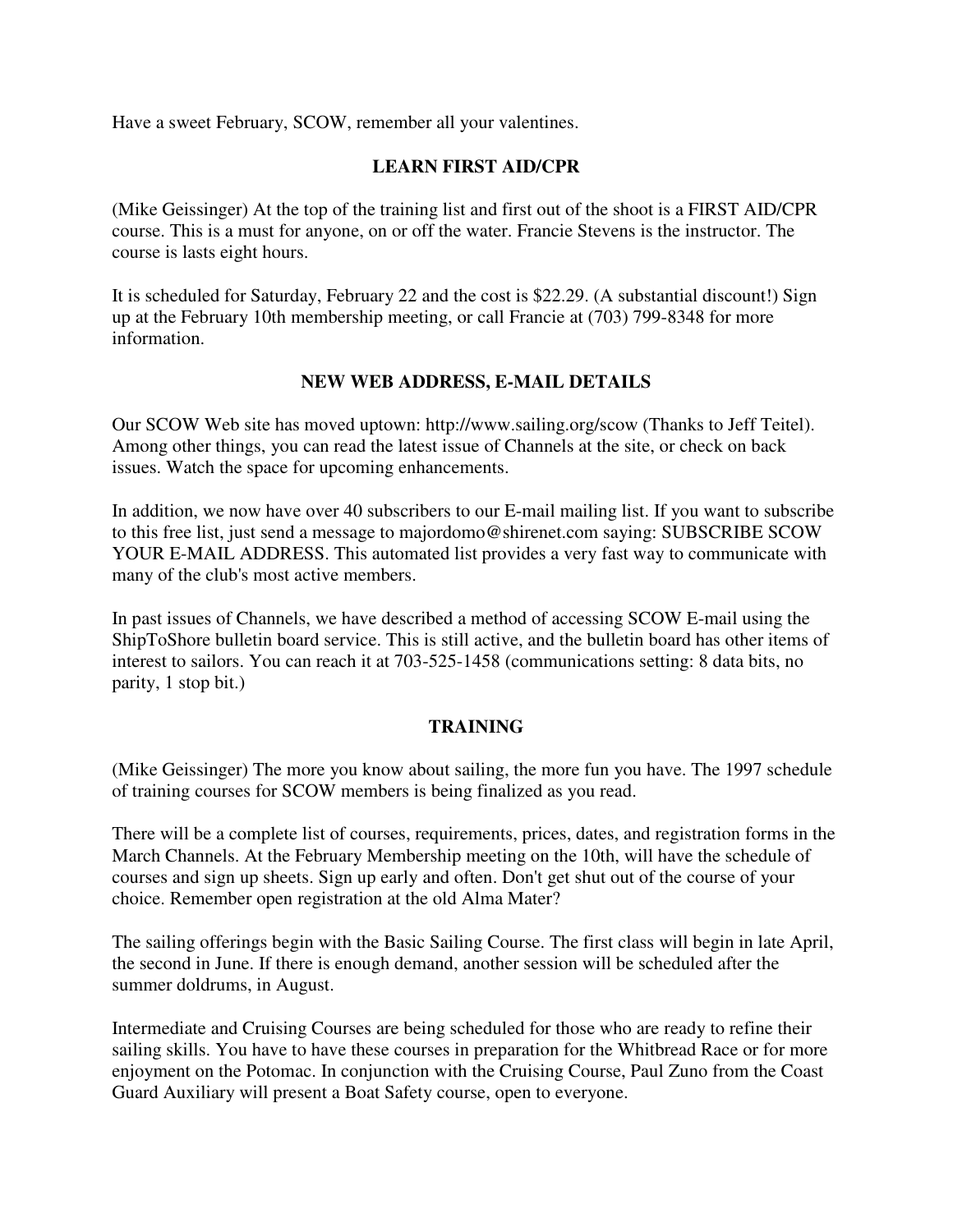Have a sweet February, SCOW, remember all your valentines.

## LEARN FIRST AID/CPR

(Mike Geissinger) At the top of the training list and first out of the shoot is a FIRST AID/CPR course. This is a must for anyone, on or off the water. Francie Stevens is the instructor. The course is lasts eight hours.

It is scheduled for Saturday, February 22 and the cost is $22.29. (A substantial discount!) Sign up at the February 10th membership meeting, or call Francie at (703) 799-8348 for more information.

## NEW WEB ADDRESS, E-MAIL DETAILS

Our SCOW Web site has moved uptown: http://www.sailing.org/scow (Thanks to Jeff Teitel). Among other things, you can read the latest issue of Channels at the site, or check on back issues. Watch the space for upcoming enhancements.

In addition, we now have over 40 subscribers to our E-mail mailing list. If you want to subscribe to this free list, just send a message to majordomo@shirenet.com saying: SUBSCRIBE SCOW YOUR E-MAIL ADDRESS. This automated list provides a very fast way to communicate with many of the club's most active members.

In past issues of Channels, we have described a method of accessing SCOW E-mail using the ShipToShore bulletin board service. This is still active, and the bulletin board has other items of interest to sailors. You can reach it at 703-525-1458 (communications setting: 8 data bits, no parity, 1 stop bit.)

## TRAINING

(Mike Geissinger) The more you know about sailing, the more fun you have. The 1997 schedule of training courses for SCOW members is being finalized as you read.

There will be a complete list of courses, requirements, prices, dates, and registration forms in the March Channels. At the February Membership meeting on the 10th, will have the schedule of courses and sign up sheets. Sign up early and often. Don't get shut out of the course of your choice. Remember open registration at the old Alma Mater?

The sailing offerings begin with the Basic Sailing Course. The first class will begin in late April, the second in June. If there is enough demand, another session will be scheduled after the summer doldrums, in August.

Intermediate and Cruising Courses are being scheduled for those who are ready to refine their sailing skills. You have to have these courses in preparation for the Whitbread Race or for more enjoyment on the Potomac. In conjunction with the Cruising Course, Paul Zuno from the Coast Guard Auxiliary will present a Boat Safety course, open to everyone.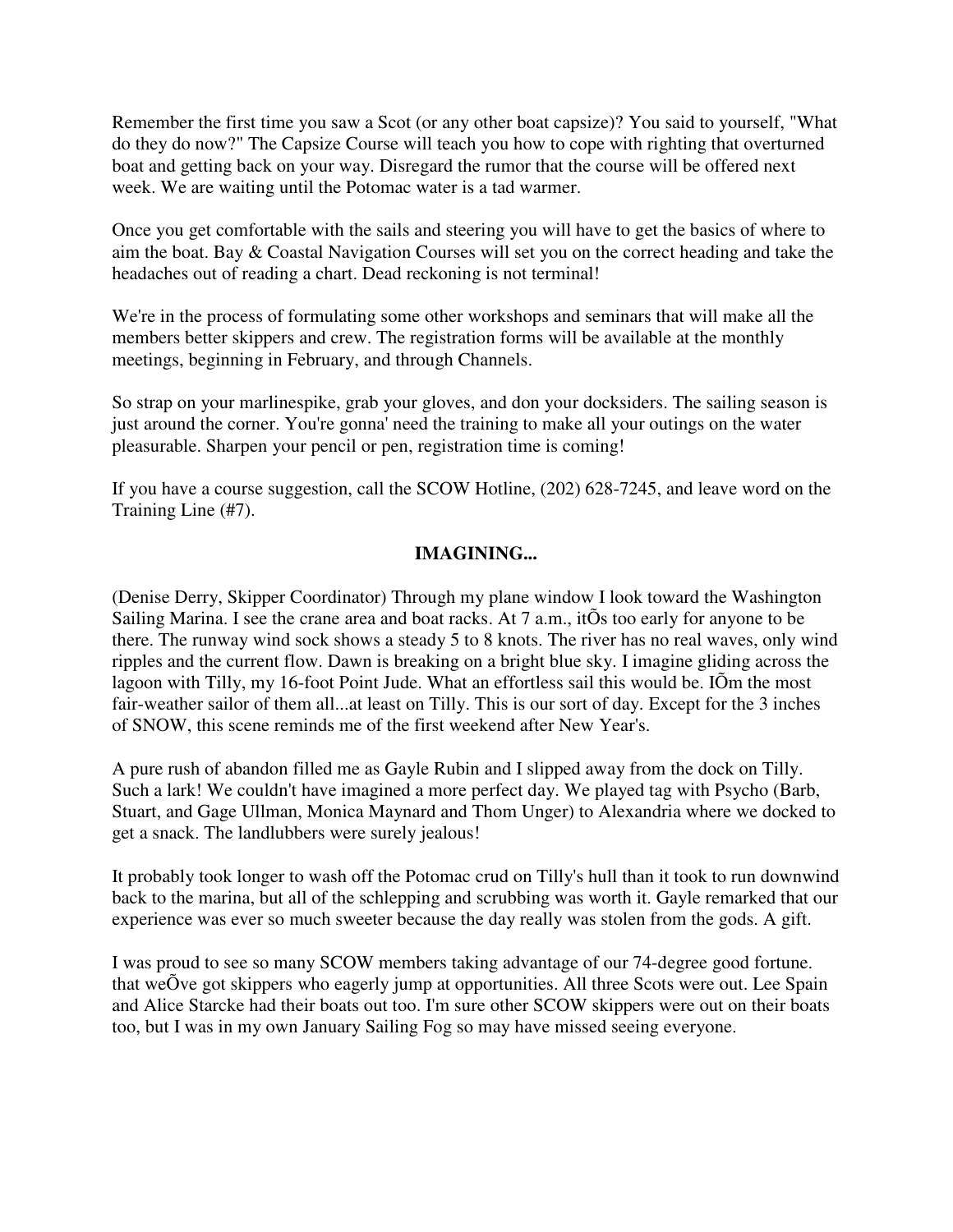Remember the first time you saw a Scot (or any other boat capsize)? You said to yourself, "What do they do now?" The Capsize Course will teach you how to cope with righting that overturned boat and getting back on your way. Disregard the rumor that the course will be offered next week. We are waiting until the Potomac water is a tad warmer.

Once you get comfortable with the sails and steering you will have to get the basics of where to aim the boat. Bay & Coastal Navigation Courses will set you on the correct heading and take the headaches out of reading a chart. Dead reckoning is not terminal!

We're in the process of formulating some other workshops and seminars that will make all the members better skippers and crew. The registration forms will be available at the monthly meetings, beginning in February, and through Channels.

So strap on your marlinespike, grab your gloves, and don your docksiders. The sailing season is just around the corner. You're gonna' need the training to make all your outings on the water pleasurable. Sharpen your pencil or pen, registration time is coming!

If you have a course suggestion, call the SCOW Hotline, (202) 628-7245, and leave word on the Training Line (#7).

## IMAGINING...

(Denise Derry, Skipper Coordinator) Through my plane window I look toward the Washington Sailing Marina. I see the crane area and boat racks. At 7 a.m., itÕs too early for anyone to be there. The runway wind sock shows a steady 5 to 8 knots. The river has no real waves, only wind ripples and the current flow. Dawn is breaking on a bright blue sky. I imagine gliding across the lagoon with Tilly, my 16-foot Point Jude. What an effortless sail this would be. IÕm the most fair-weather sailor of them all...at least on Tilly. This is our sort of day. Except for the 3 inches of SNOW, this scene reminds me of the first weekend after New Year's.

A pure rush of abandon filled me as Gayle Rubin and I slipped away from the dock on Tilly. Such a lark! We couldn't have imagined a more perfect day. We played tag with Psycho (Barb, Stuart, and Gage Ullman, Monica Maynard and Thom Unger) to Alexandria where we docked to get a snack. The landlubbers were surely jealous!

It probably took longer to wash off the Potomac crud on Tilly's hull than it took to run downwind back to the marina, but all of the schlepping and scrubbing was worth it. Gayle remarked that our experience was ever so much sweeter because the day really was stolen from the gods. A gift.

I was proud to see so many SCOW members taking advantage of our 74-degree good fortune. that weÕve got skippers who eagerly jump at opportunities. All three Scots were out. Lee Spain and Alice Starcke had their boats out too. I'm sure other SCOW skippers were out on their boats too, but I was in my own January Sailing Fog so may have missed seeing everyone.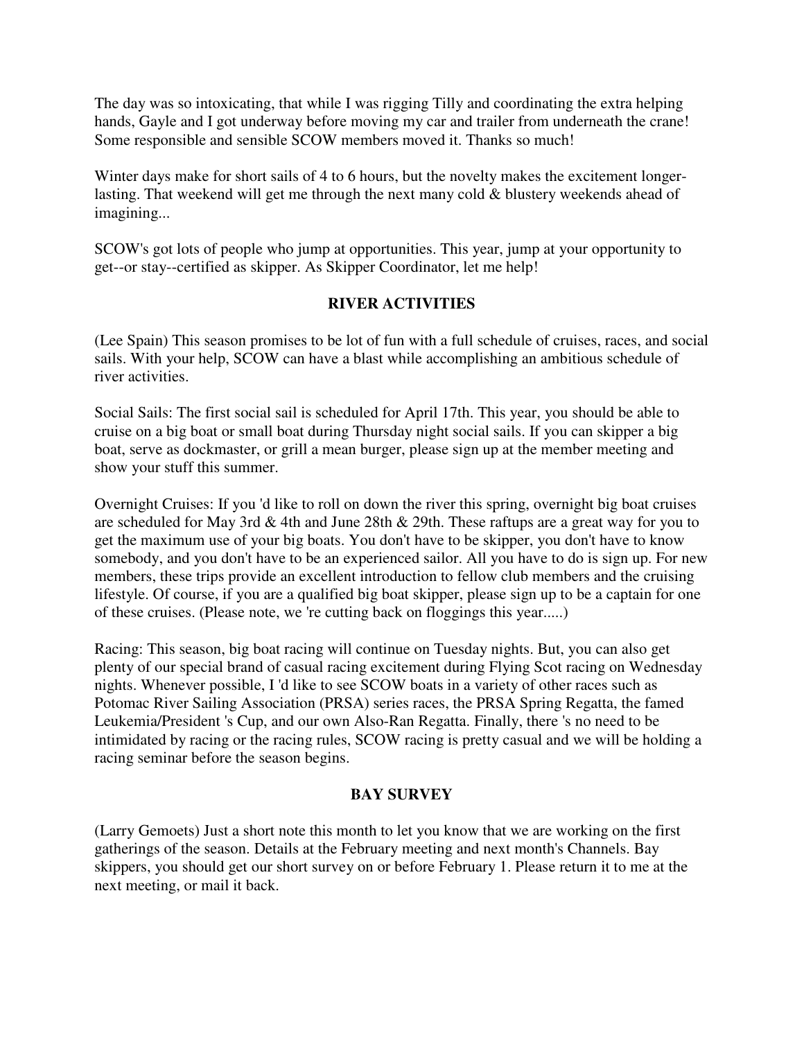The day was so intoxicating, that while I was rigging Tilly and coordinating the extra helping hands, Gayle and I got underway before moving my car and trailer from underneath the crane! Some responsible and sensible SCOW members moved it. Thanks so much!

Winter days make for short sails of 4 to 6 hours, but the novelty makes the excitement longer-lasting. That weekend will get me through the next many cold & blustery weekends ahead of imagining...

SCOW's got lots of people who jump at opportunities. This year, jump at your opportunity to get--or stay--certified as skipper. As Skipper Coordinator, let me help!

## RIVER ACTIVITIES

(Lee Spain) This season promises to be lot of fun with a full schedule of cruises, races, and social sails. With your help, SCOW can have a blast while accomplishing an ambitious schedule of river activities.

Social Sails: The first social sail is scheduled for April 17th. This year, you should be able to cruise on a big boat or small boat during Thursday night social sails. If you can skipper a big boat, serve as dockmaster, or grill a mean burger, please sign up at the member meeting and show your stuff this summer.

Overnight Cruises: If you 'd like to roll on down the river this spring, overnight big boat cruises are scheduled for May 3rd & 4th and June 28th & 29th. These raftups are a great way for you to get the maximum use of your big boats. You don't have to be skipper, you don't have to know somebody, and you don't have to be an experienced sailor. All you have to do is sign up. For new members, these trips provide an excellent introduction to fellow club members and the cruising lifestyle. Of course, if you are a qualified big boat skipper, please sign up to be a captain for one of these cruises. (Please note, we 're cutting back on floggings this year.....)

Racing: This season, big boat racing will continue on Tuesday nights. But, you can also get plenty of our special brand of casual racing excitement during Flying Scot racing on Wednesday nights. Whenever possible, I 'd like to see SCOW boats in a variety of other races such as Potomac River Sailing Association (PRSA) series races, the PRSA Spring Regatta, the famed Leukemia/President 's Cup, and our own Also-Ran Regatta. Finally, there 's no need to be intimidated by racing or the racing rules, SCOW racing is pretty casual and we will be holding a racing seminar before the season begins.

## BAY SURVEY

(Larry Gemoets) Just a short note this month to let you know that we are working on the first gatherings of the season. Details at the February meeting and next month's Channels. Bay skippers, you should get our short survey on or before February 1. Please return it to me at the next meeting, or mail it back.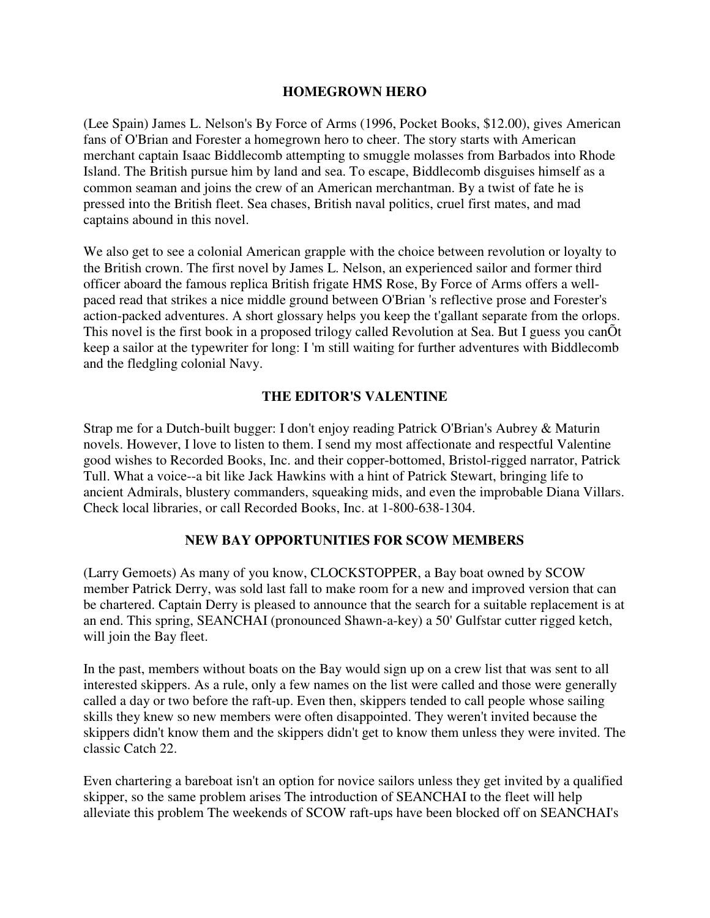## HOMEGROWN HERO

(Lee Spain) James L. Nelson's By Force of Arms (1996, Pocket Books, $12.00), gives American fans of O'Brian and Forester a homegrown hero to cheer. The story starts with American merchant captain Isaac Biddlecomb attempting to smuggle molasses from Barbados into Rhode Island. The British pursue him by land and sea. To escape, Biddlecomb disguises himself as a common seaman and joins the crew of an American merchantman. By a twist of fate he is pressed into the British fleet. Sea chases, British naval politics, cruel first mates, and mad captains abound in this novel.

We also get to see a colonial American grapple with the choice between revolution or loyalty to the British crown. The first novel by James L. Nelson, an experienced sailor and former third officer aboard the famous replica British frigate HMS Rose, By Force of Arms offers a well-paced read that strikes a nice middle ground between O'Brian 's reflective prose and Forester's action-packed adventures. A short glossary helps you keep the t'gallant separate from the orlops. This novel is the first book in a proposed trilogy called Revolution at Sea. But I guess you canÕt keep a sailor at the typewriter for long: I 'm still waiting for further adventures with Biddlecomb and the fledgling colonial Navy.

## THE EDITOR'S VALENTINE

Strap me for a Dutch-built bugger: I don't enjoy reading Patrick O'Brian's Aubrey & Maturin novels. However, I love to listen to them. I send my most affectionate and respectful Valentine good wishes to Recorded Books, Inc. and their copper-bottomed, Bristol-rigged narrator, Patrick Tull. What a voice--a bit like Jack Hawkins with a hint of Patrick Stewart, bringing life to ancient Admirals, blustery commanders, squeaking mids, and even the improbable Diana Villars. Check local libraries, or call Recorded Books, Inc. at 1-800-638-1304.

## NEW BAY OPPORTUNITIES FOR SCOW MEMBERS

(Larry Gemoets) As many of you know, CLOCKSTOPPER, a Bay boat owned by SCOW member Patrick Derry, was sold last fall to make room for a new and improved version that can be chartered. Captain Derry is pleased to announce that the search for a suitable replacement is at an end. This spring, SEANCHAI (pronounced Shawn-a-key) a 50' Gulfstar cutter rigged ketch, will join the Bay fleet.

In the past, members without boats on the Bay would sign up on a crew list that was sent to all interested skippers. As a rule, only a few names on the list were called and those were generally called a day or two before the raft-up. Even then, skippers tended to call people whose sailing skills they knew so new members were often disappointed. They weren't invited because the skippers didn't know them and the skippers didn't get to know them unless they were invited. The classic Catch 22.

Even chartering a bareboat isn't an option for novice sailors unless they get invited by a qualified skipper, so the same problem arises The introduction of SEANCHAI to the fleet will help alleviate this problem The weekends of SCOW raft-ups have been blocked off on SEANCHAI's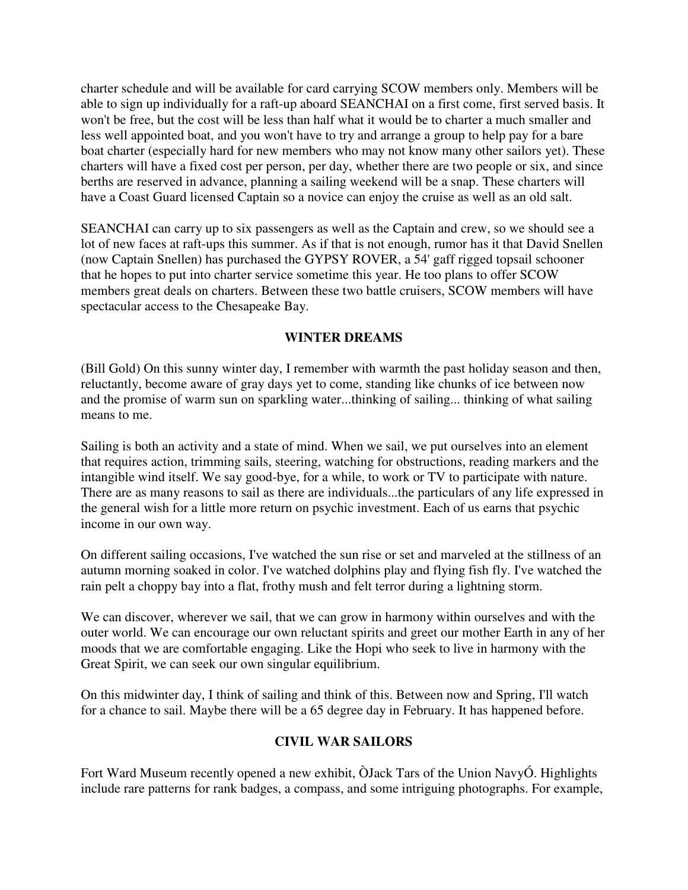charter schedule and will be available for card carrying SCOW members only. Members will be able to sign up individually for a raft-up aboard SEANCHAI on a first come, first served basis. It won't be free, but the cost will be less than half what it would be to charter a much smaller and less well appointed boat, and you won't have to try and arrange a group to help pay for a bare boat charter (especially hard for new members who may not know many other sailors yet). These charters will have a fixed cost per person, per day, whether there are two people or six, and since berths are reserved in advance, planning a sailing weekend will be a snap. These charters will have a Coast Guard licensed Captain so a novice can enjoy the cruise as well as an old salt.

SEANCHAI can carry up to six passengers as well as the Captain and crew, so we should see a lot of new faces at raft-ups this summer. As if that is not enough, rumor has it that David Snellen (now Captain Snellen) has purchased the GYPSY ROVER, a 54' gaff rigged topsail schooner that he hopes to put into charter service sometime this year. He too plans to offer SCOW members great deals on charters. Between these two battle cruisers, SCOW members will have spectacular access to the Chesapeake Bay.

## WINTER DREAMS

(Bill Gold) On this sunny winter day, I remember with warmth the past holiday season and then, reluctantly, become aware of gray days yet to come, standing like chunks of ice between now and the promise of warm sun on sparkling water...thinking of sailing... thinking of what sailing means to me.

Sailing is both an activity and a state of mind. When we sail, we put ourselves into an element that requires action, trimming sails, steering, watching for obstructions, reading markers and the intangible wind itself. We say good-bye, for a while, to work or TV to participate with nature. There are as many reasons to sail as there are individuals...the particulars of any life expressed in the general wish for a little more return on psychic investment. Each of us earns that psychic income in our own way.

On different sailing occasions, I've watched the sun rise or set and marveled at the stillness of an autumn morning soaked in color. I've watched dolphins play and flying fish fly. I've watched the rain pelt a choppy bay into a flat, frothy mush and felt terror during a lightning storm.

We can discover, wherever we sail, that we can grow in harmony within ourselves and with the outer world. We can encourage our own reluctant spirits and greet our mother Earth in any of her moods that we are comfortable engaging. Like the Hopi who seek to live in harmony with the Great Spirit, we can seek our own singular equilibrium.

On this midwinter day, I think of sailing and think of this. Between now and Spring, I'll watch for a chance to sail. Maybe there will be a 65 degree day in February. It has happened before.

## CIVIL WAR SAILORS

Fort Ward Museum recently opened a new exhibit, ÒJack Tars of the Union NavyÓ. Highlights include rare patterns for rank badges, a compass, and some intriguing photographs. For example,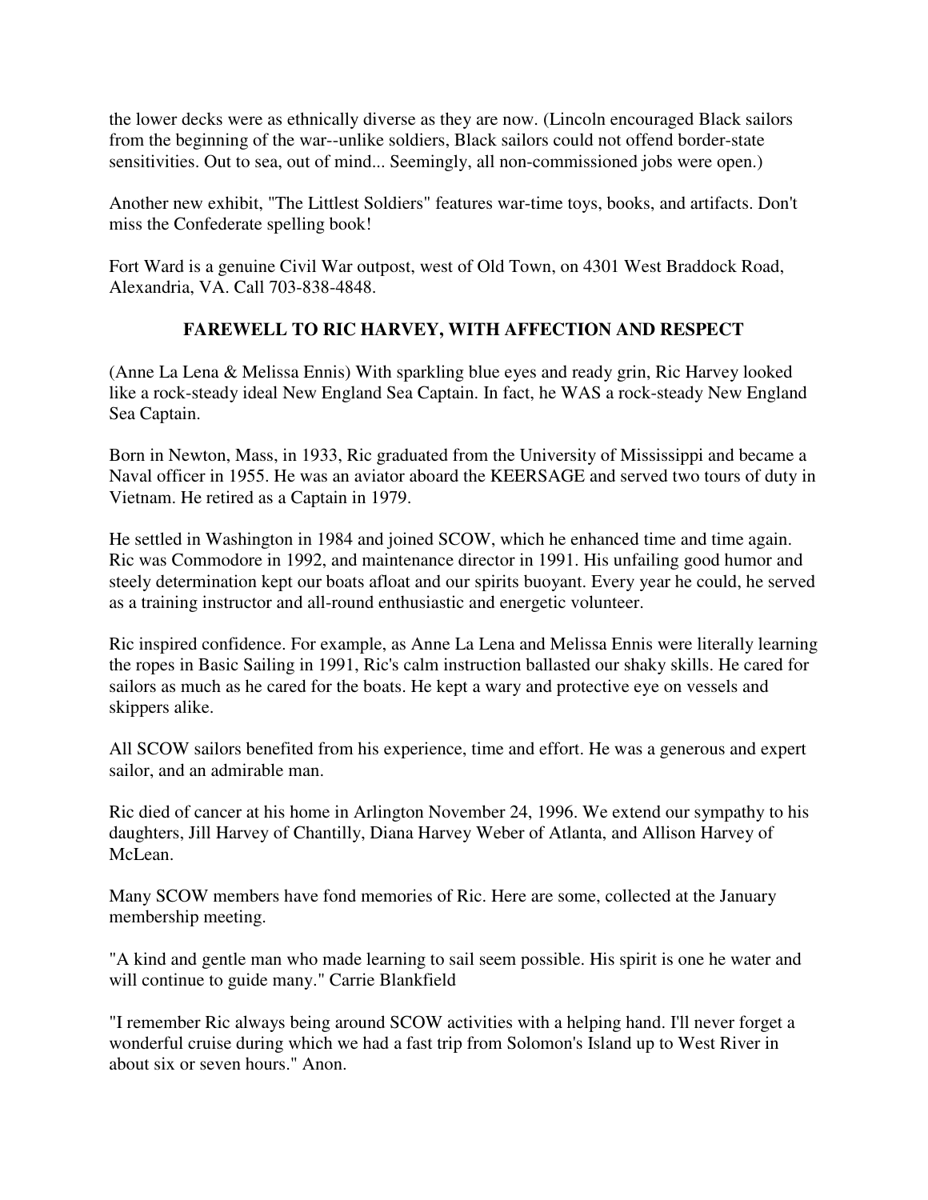the lower decks were as ethnically diverse as they are now. (Lincoln encouraged Black sailors from the beginning of the war--unlike soldiers, Black sailors could not offend border-state sensitivities. Out to sea, out of mind... Seemingly, all non-commissioned jobs were open.)

Another new exhibit, "The Littlest Soldiers" features war-time toys, books, and artifacts. Don't miss the Confederate spelling book!

Fort Ward is a genuine Civil War outpost, west of Old Town, on 4301 West Braddock Road, Alexandria, VA. Call 703-838-4848.

## FAREWELL TO RIC HARVEY, WITH AFFECTION AND RESPECT

(Anne La Lena & Melissa Ennis) With sparkling blue eyes and ready grin, Ric Harvey looked like a rock-steady ideal New England Sea Captain. In fact, he WAS a rock-steady New England Sea Captain.

Born in Newton, Mass, in 1933, Ric graduated from the University of Mississippi and became a Naval officer in 1955. He was an aviator aboard the KEERSAGE and served two tours of duty in Vietnam. He retired as a Captain in 1979.

He settled in Washington in 1984 and joined SCOW, which he enhanced time and time again. Ric was Commodore in 1992, and maintenance director in 1991. His unfailing good humor and steely determination kept our boats afloat and our spirits buoyant. Every year he could, he served as a training instructor and all-round enthusiastic and energetic volunteer.

Ric inspired confidence. For example, as Anne La Lena and Melissa Ennis were literally learning the ropes in Basic Sailing in 1991, Ric's calm instruction ballasted our shaky skills. He cared for sailors as much as he cared for the boats. He kept a wary and protective eye on vessels and skippers alike.

All SCOW sailors benefited from his experience, time and effort. He was a generous and expert sailor, and an admirable man.

Ric died of cancer at his home in Arlington November 24, 1996. We extend our sympathy to his daughters, Jill Harvey of Chantilly, Diana Harvey Weber of Atlanta, and Allison Harvey of McLean.

Many SCOW members have fond memories of Ric. Here are some, collected at the January membership meeting.

"A kind and gentle man who made learning to sail seem possible. His spirit is one he water and will continue to guide many." Carrie Blankfield

"I remember Ric always being around SCOW activities with a helping hand. I'll never forget a wonderful cruise during which we had a fast trip from Solomon's Island up to West River in about six or seven hours." Anon.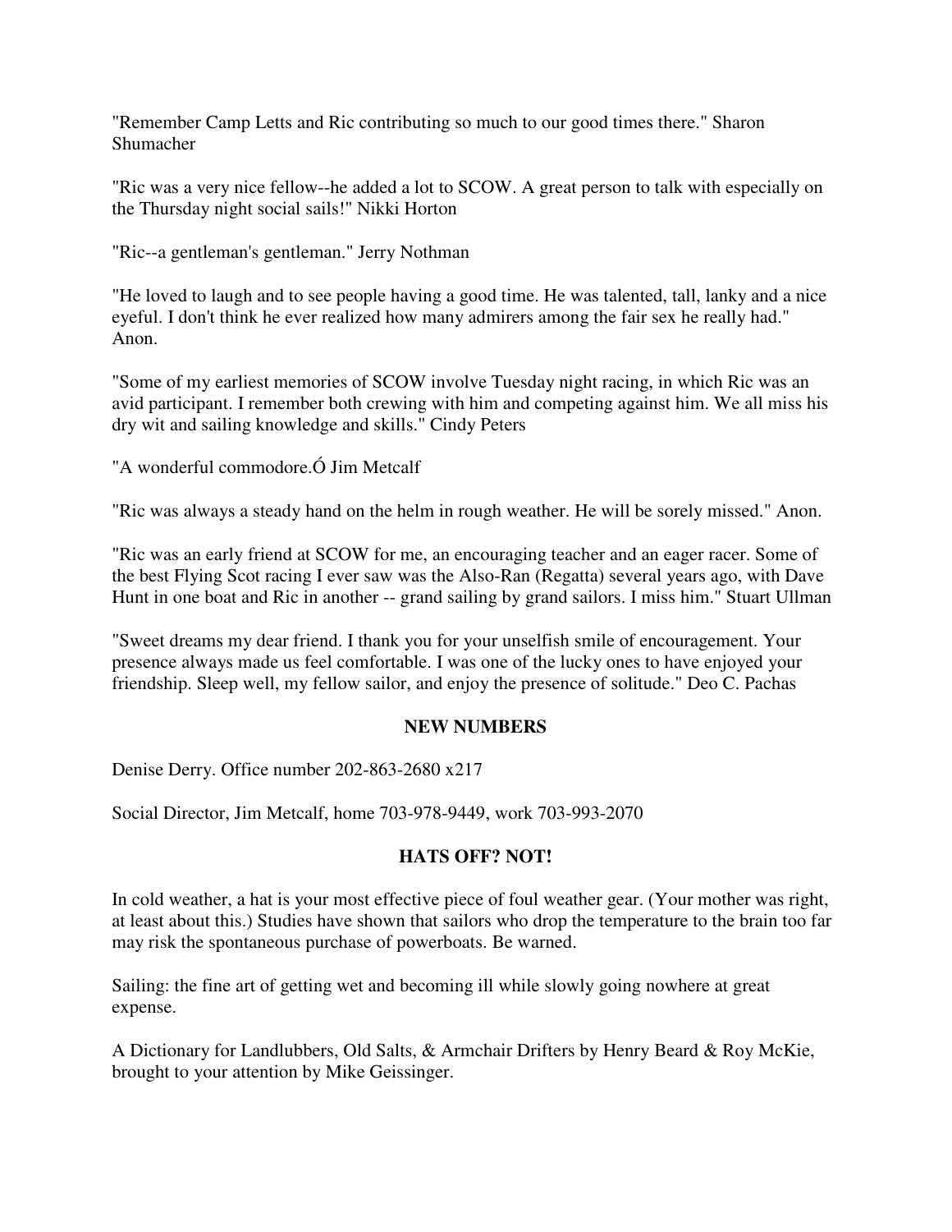"Remember Camp Letts and Ric contributing so much to our good times there." Sharon Shumacher

"Ric was a very nice fellow--he added a lot to SCOW. A great person to talk with especially on the Thursday night social sails!" Nikki Horton

"Ric--a gentleman's gentleman." Jerry Nothman

"He loved to laugh and to see people having a good time. He was talented, tall, lanky and a nice eyeful. I don't think he ever realized how many admirers among the fair sex he really had." Anon.

"Some of my earliest memories of SCOW involve Tuesday night racing, in which Ric was an avid participant. I remember both crewing with him and competing against him. We all miss his dry wit and sailing knowledge and skills." Cindy Peters

"A wonderful commodore.Ó Jim Metcalf

"Ric was always a steady hand on the helm in rough weather. He will be sorely missed." Anon.

"Ric was an early friend at SCOW for me, an encouraging teacher and an eager racer. Some of the best Flying Scot racing I ever saw was the Also-Ran (Regatta) several years ago, with Dave Hunt in one boat and Ric in another -- grand sailing by grand sailors. I miss him." Stuart Ullman

"Sweet dreams my dear friend. I thank you for your unselfish smile of encouragement. Your presence always made us feel comfortable. I was one of the lucky ones to have enjoyed your friendship. Sleep well, my fellow sailor, and enjoy the presence of solitude." Deo C. Pachas

## NEW NUMBERS

Denise Derry. Office number 202-863-2680 x217

Social Director, Jim Metcalf, home 703-978-9449, work 703-993-2070

## HATS OFF? NOT!

In cold weather, a hat is your most effective piece of foul weather gear. (Your mother was right, at least about this.) Studies have shown that sailors who drop the temperature to the brain too far may risk the spontaneous purchase of powerboats. Be warned.

Sailing: the fine art of getting wet and becoming ill while slowly going nowhere at great expense.

A Dictionary for Landlubbers, Old Salts, & Armchair Drifters by Henry Beard & Roy McKie, brought to your attention by Mike Geissinger.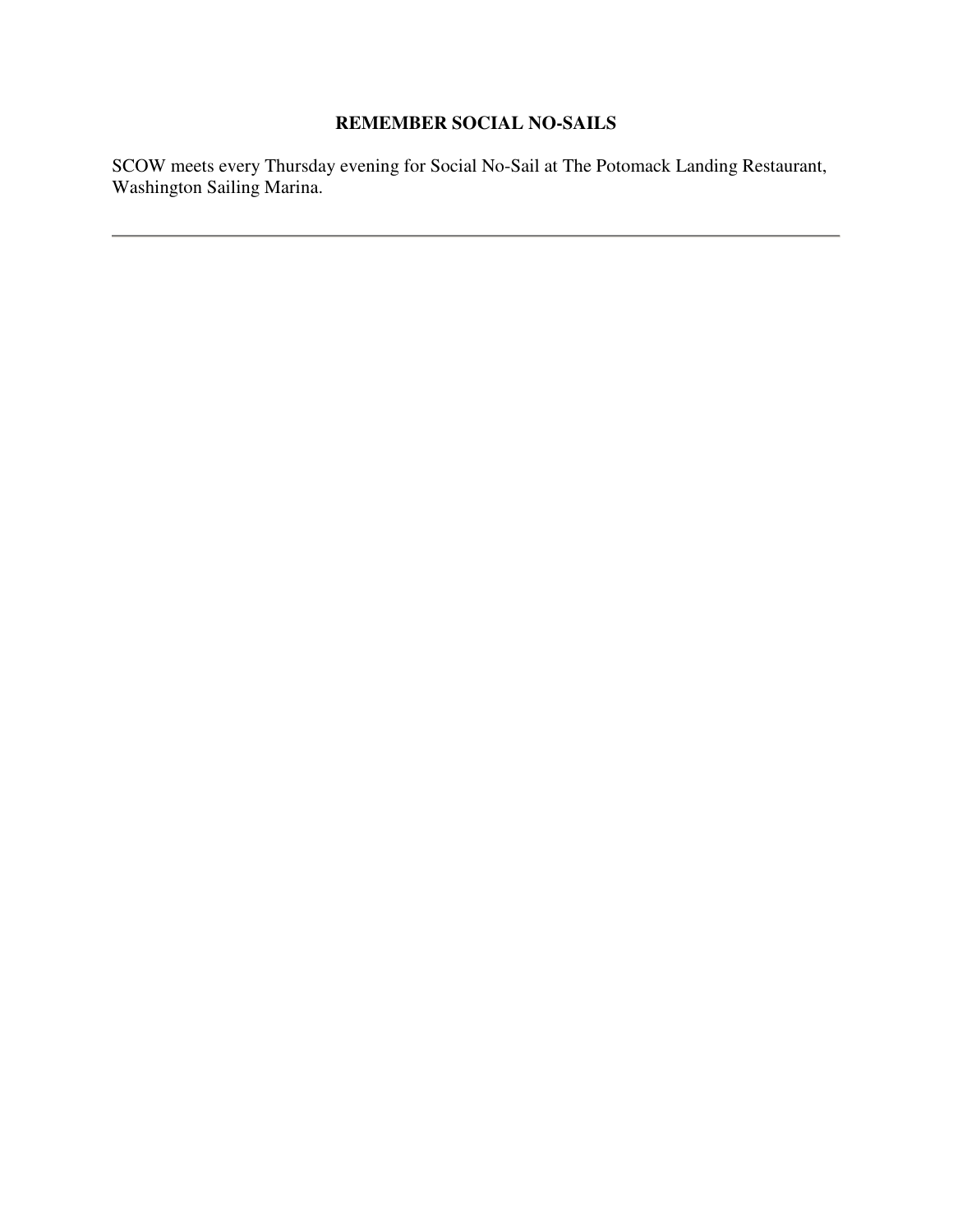## REMEMBER SOCIAL NO-SAILS

SCOW meets every Thursday evening for Social No-Sail at The Potomack Landing Restaurant, Washington Sailing Marina.

---